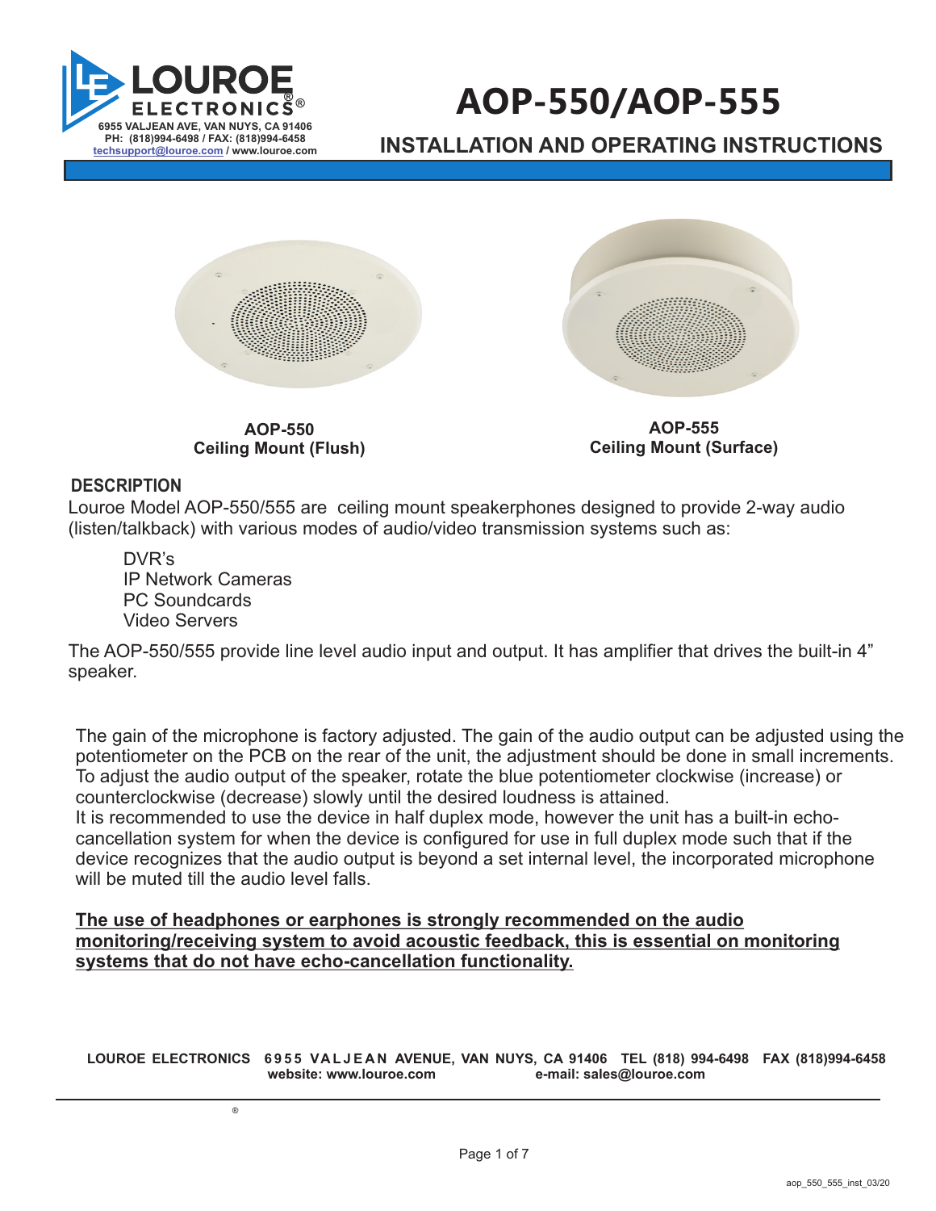# AOP-550/AOP-555

## INSTALLATION AND OPERATING INSTRUCTIONS

LOUROE ELECTRONICS®
6955 VALJEAN AVE, VAN NUYS, CA 91406
PH: (818)994-6498 / FAX: (818)994-6458
techsupport@louroe.com / www.louroe.com

**AOP-550**
**Ceiling Mount (Flush)**

**AOP-555**
**Ceiling Mount (Surface)**

## DESCRIPTION

Louroe Model AOP-550/555 are ceiling mount speakerphones designed to provide 2-way audio (listen/talkback) with various modes of audio/video transmission systems such as:

- DVR's
- IP Network Cameras
- PC Soundcards
- Video Servers

The AOP-550/555 provide line level audio input and output. It has amplifier that drives the built-in 4" speaker.

The gain of the microphone is factory adjusted. The gain of the audio output can be adjusted using the potentiometer on the PCB on the rear of the unit, the adjustment should be done in small increments. To adjust the audio output of the speaker, rotate the blue potentiometer clockwise (increase) or counterclockwise (decrease) slowly until the desired loudness is attained.
It is recommended to use the device in half duplex mode, however the unit has a built-in echo-cancellation system for when the device is configured for use in full duplex mode such that if the device recognizes that the audio output is beyond a set internal level, the incorporated microphone will be muted till the audio level falls.

**The use of headphones or earphones is strongly recommended on the audio monitoring/receiving system to avoid acoustic feedback, this is essential on monitoring systems that do not have echo-cancellation functionality.**

**LOUROE ELECTRONICS 6955 VALJEAN AVENUE, VAN NUYS, CA 91406 TEL (818) 994-6498 FAX (818)994-6458**
**website: www.louroe.com e-mail: sales@louroe.com**

aop_550_555_inst_03/20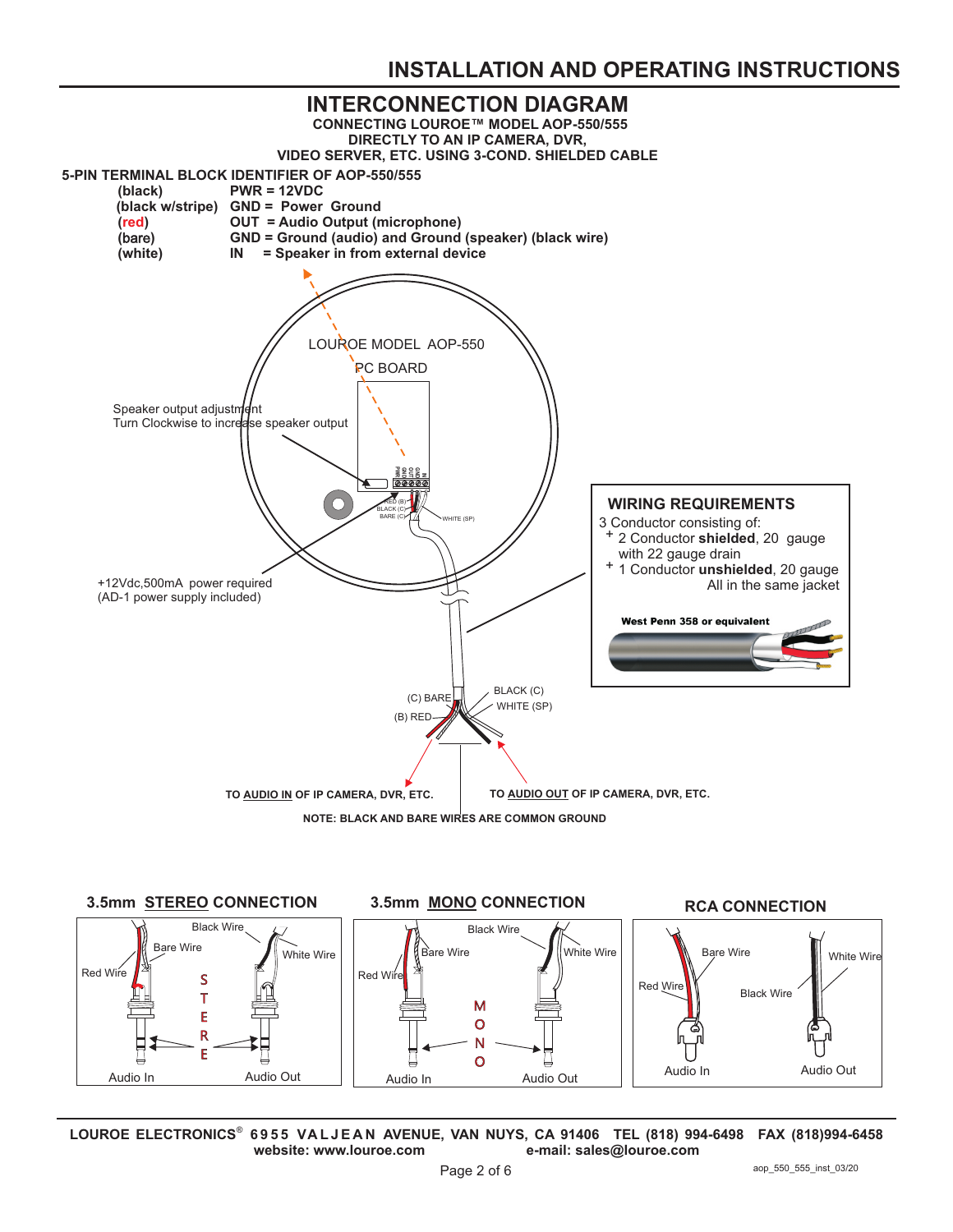# INSTALLATION AND OPERATING INSTRUCTIONS

## INTERCONNECTION DIAGRAM

**CONNECTING LOUROE™ MODEL AOP-550/555**
**DIRECTLY TO AN IP CAMERA, DVR,**
**VIDEO SERVER, ETC. USING 3-COND. SHIELDED CABLE**

**5-PIN TERMINAL BLOCK IDENTIFIER OF AOP-550/555**

| | |
|---|---|
| **(black)** | **PWR = 12VDC** |
| **(black w/stripe)** | **GND = Power Ground** |
| **(red)** | **OUT = Audio Output (microphone)** |
| **(bare)** | **GND = Ground (audio) and Ground (speaker) (black wire)** |
| **(white)** | **IN = Speaker in from external device** |

LOUROE MODEL AOP-550
PC BOARD

Speaker output adjustment
Turn Clockwise to increase speaker output

+12Vdc,500mA power required
(AD-1 power supply included)

RED (B)
BLACK (C)
BARE (C)
WHITE (SP)

### WIRING REQUIREMENTS

3 Conductor consisting of:
- 2 Conductor **shielded**, 20 gauge with 22 gauge drain
- 1 Conductor **unshielded**, 20 gauge All in the same jacket

**West Penn 358 or equivalent**

(C) BARE
(B) RED
BLACK (C)
WHITE (SP)

**TO AUDIO IN OF IP CAMERA, DVR, ETC.**

**TO AUDIO OUT OF IP CAMERA, DVR, ETC.**

**NOTE: BLACK AND BARE WIRES ARE COMMON GROUND**

### 3.5mm STEREO CONNECTION

Black Wire, Bare Wire, Red Wire, White Wire

STEREO

Audio In — Audio Out

### 3.5mm MONO CONNECTION

Black Wire, Bare Wire, Red Wire, White Wire

MONO

Audio In — Audio Out

### RCA CONNECTION

Bare Wire, Red Wire, White Wire, Black Wire

Audio In — Audio Out

---

**LOUROE ELECTRONICS® 6955 VALJEAN AVENUE, VAN NUYS, CA 91406 TEL (818) 994-6498 FAX (818)994-6458**
**website: www.louroe.com e-mail: sales@louroe.com**

aop_550_555_inst_03/20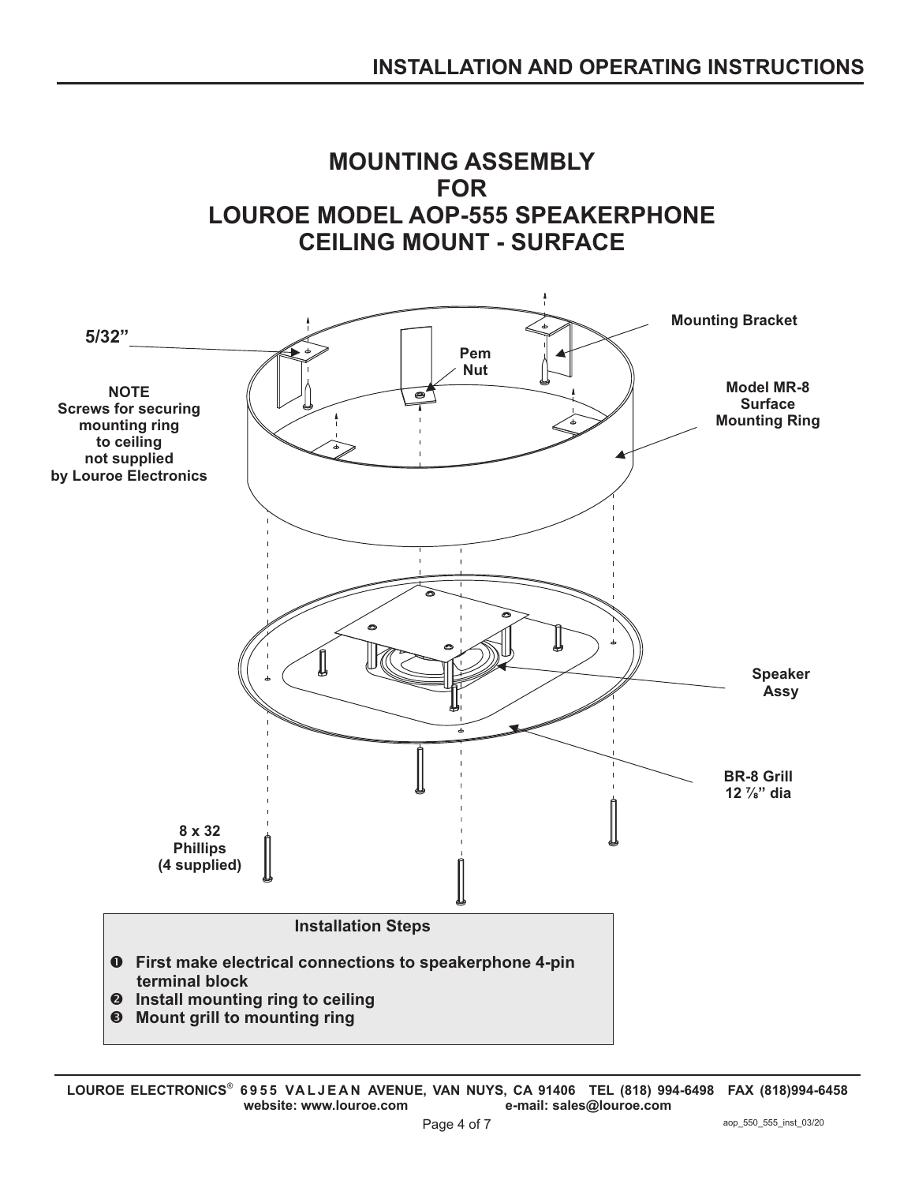# MOUNTING ASSEMBLY FOR LOUROE MODEL AOP-555 SPEAKERPHONE CEILING MOUNT - SURFACE

5/32"

Mounting Bracket

Pem Nut

**NOTE**
Screws for securing mounting ring to ceiling not supplied by Louroe Electronics

Model MR-8 Surface Mounting Ring

Speaker Assy

BR-8 Grill 12 ⅞" dia

8 x 32 Phillips (4 supplied)

### Installation Steps

1. First make electrical connections to speakerphone 4-pin terminal block
2. Install mounting ring to ceiling
3. Mount grill to mounting ring

LOUROE ELECTRONICS® 6955 VALJEAN AVENUE, VAN NUYS, CA 91406 TEL (818) 994-6498 FAX (818)994-6458
website: www.louroe.com e-mail: sales@louroe.com

aop_550_555_inst_03/20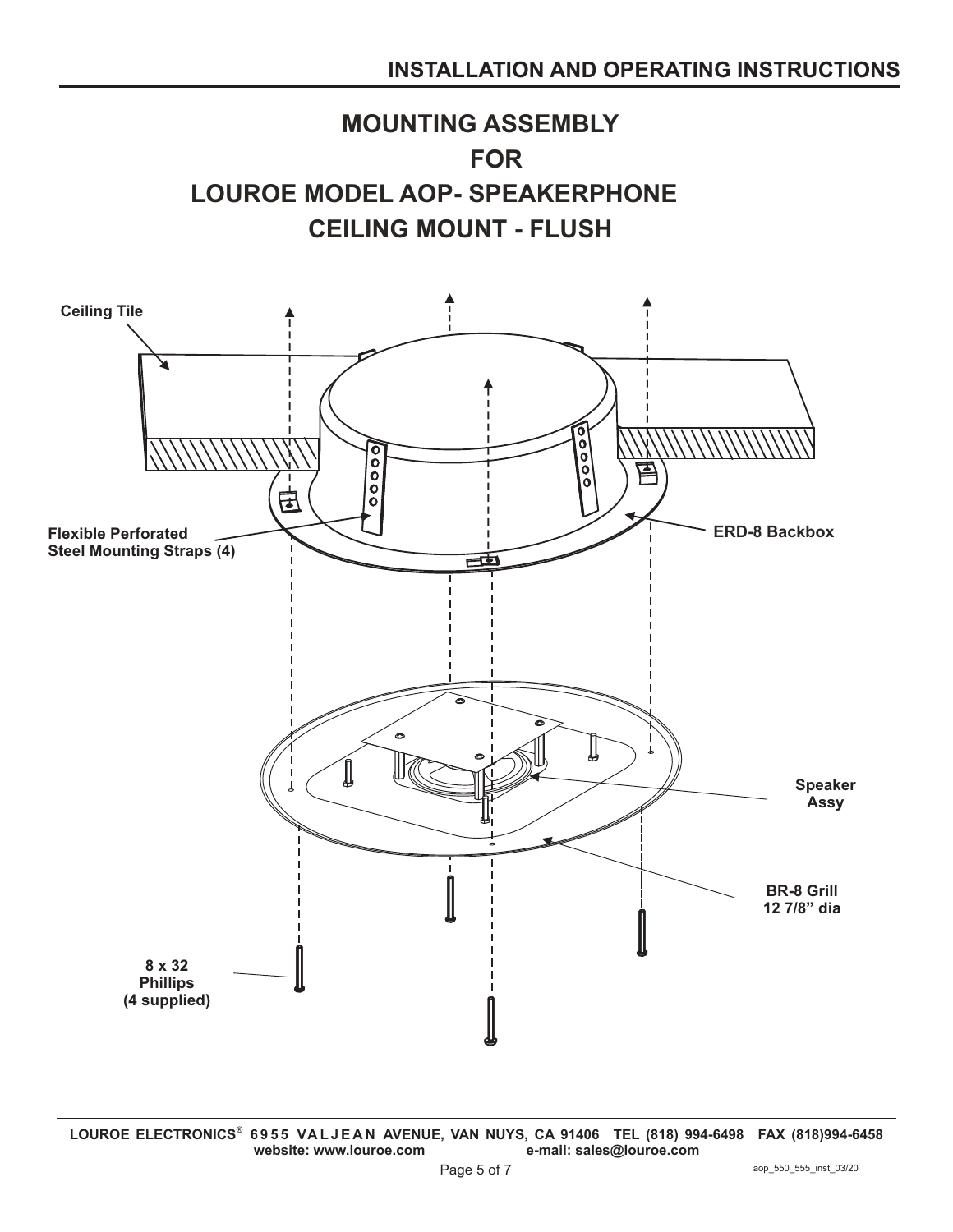# MOUNTING ASSEMBLY
# FOR
# LOUROE MODEL AOP- SPEAKERPHONE
# CEILING MOUNT - FLUSH

Ceiling Tile

Flexible Perforated Steel Mounting Straps (4)

ERD-8 Backbox

Speaker Assy

BR-8 Grill 12 7/8" dia

8 x 32 Phillips (4 supplied)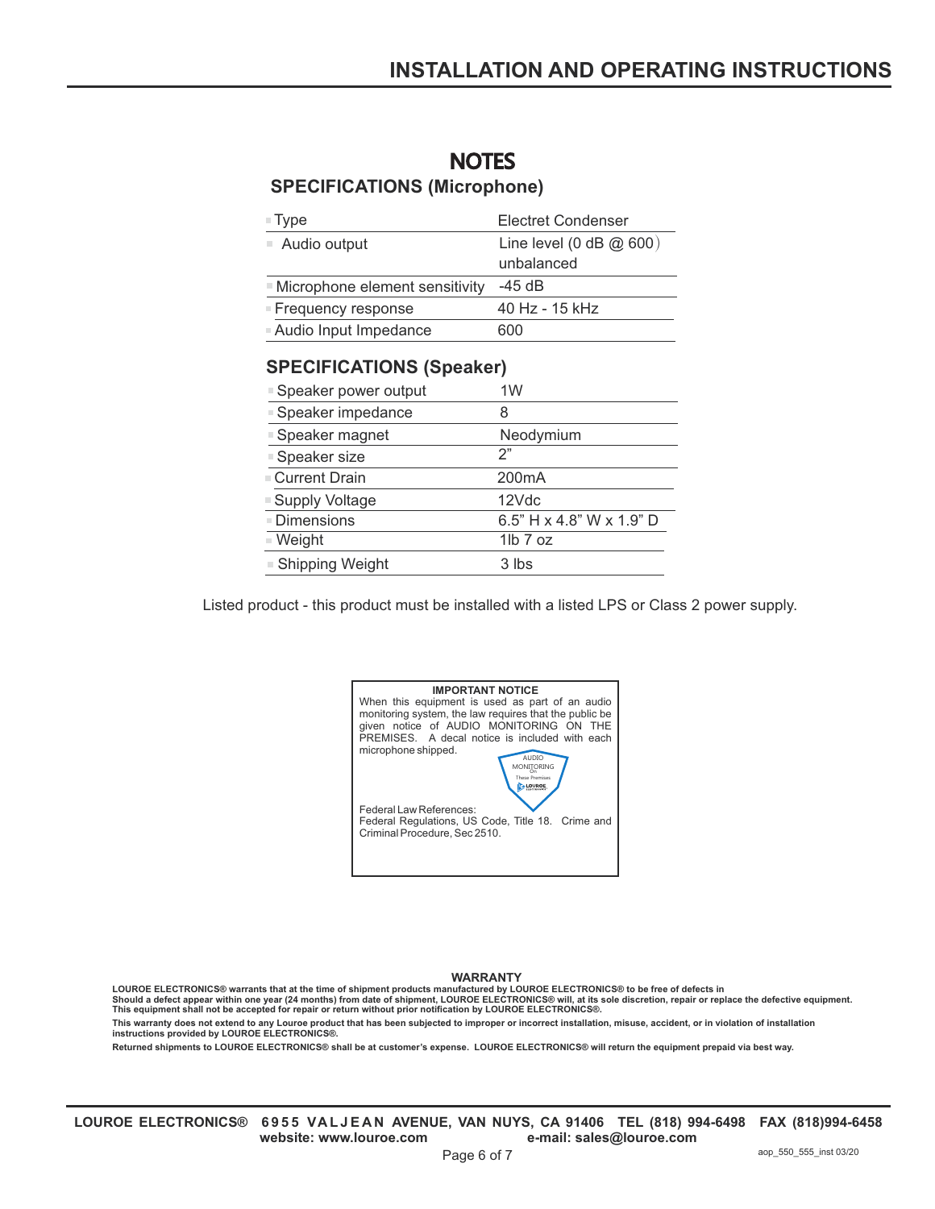## NOTES

### SPECIFICATIONS (Microphone)

| | |
|---|---|
| Type | Electret Condenser |
| Audio output | Line level (0 dB @ 600) unbalanced |
| Microphone element sensitivity | -45 dB |
| Frequency response | 40 Hz - 15 kHz |
| Audio Input Impedance | 600 |

### SPECIFICATIONS (Speaker)

| | |
|---|---|
| Speaker power output | 1W |
| Speaker impedance | 8 |
| Speaker magnet | Neodymium |
| Speaker size | 2" |
| Current Drain | 200mA |
| Supply Voltage | 12Vdc |
| Dimensions | 6.5" H x 4.8" W x 1.9" D |
| Weight | 1lb 7 oz |
| Shipping Weight | 3 lbs |

Listed product - this product must be installed with a listed LPS or Class 2 power supply.

**IMPORTANT NOTICE**

When this equipment is used as part of an audio monitoring system, the law requires that the public be given notice of AUDIO MONITORING ON THE PREMISES. A decal notice is included with each microphone shipped.

AUDIO MONITORING On These Premises LOUROE ELECTRONICS

Federal Law References:
Federal Regulations, US Code, Title 18. Crime and Criminal Procedure, Sec 2510.

**WARRANTY**

**LOUROE ELECTRONICS® warrants that at the time of shipment products manufactured by LOUROE ELECTRONICS® to be free of defects in Should a defect appear within one year (24 months) from date of shipment, LOUROE ELECTRONICS® will, at its sole discretion, repair or replace the defective equipment. This equipment shall not be accepted for repair or return without prior notification by LOUROE ELECTRONICS®.**

**This warranty does not extend to any Louroe product that has been subjected to improper or incorrect installation, misuse, accident, or in violation of installation instructions provided by LOUROE ELECTRONICS®.**

**Returned shipments to LOUROE ELECTRONICS® shall be at customer's expense. LOUROE ELECTRONICS® will return the equipment prepaid via best way.**

**LOUROE ELECTRONICS® 6955 VALJEAN AVENUE, VAN NUYS, CA 91406 TEL (818) 994-6498 FAX (818)994-6458**
**website: www.louroe.com e-mail: sales@louroe.com**

aop_550_555_inst 03/20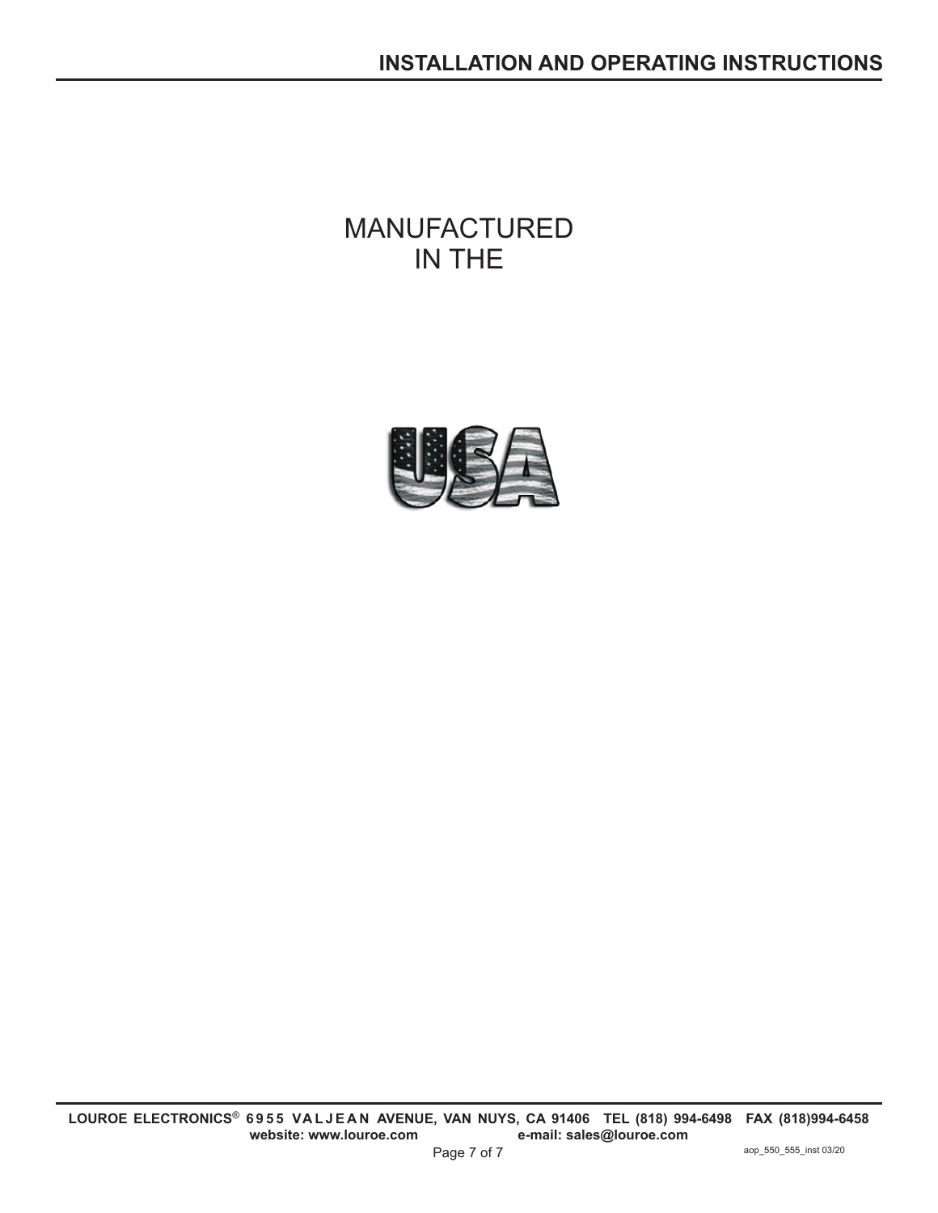MANUFACTURED
IN THE

USA